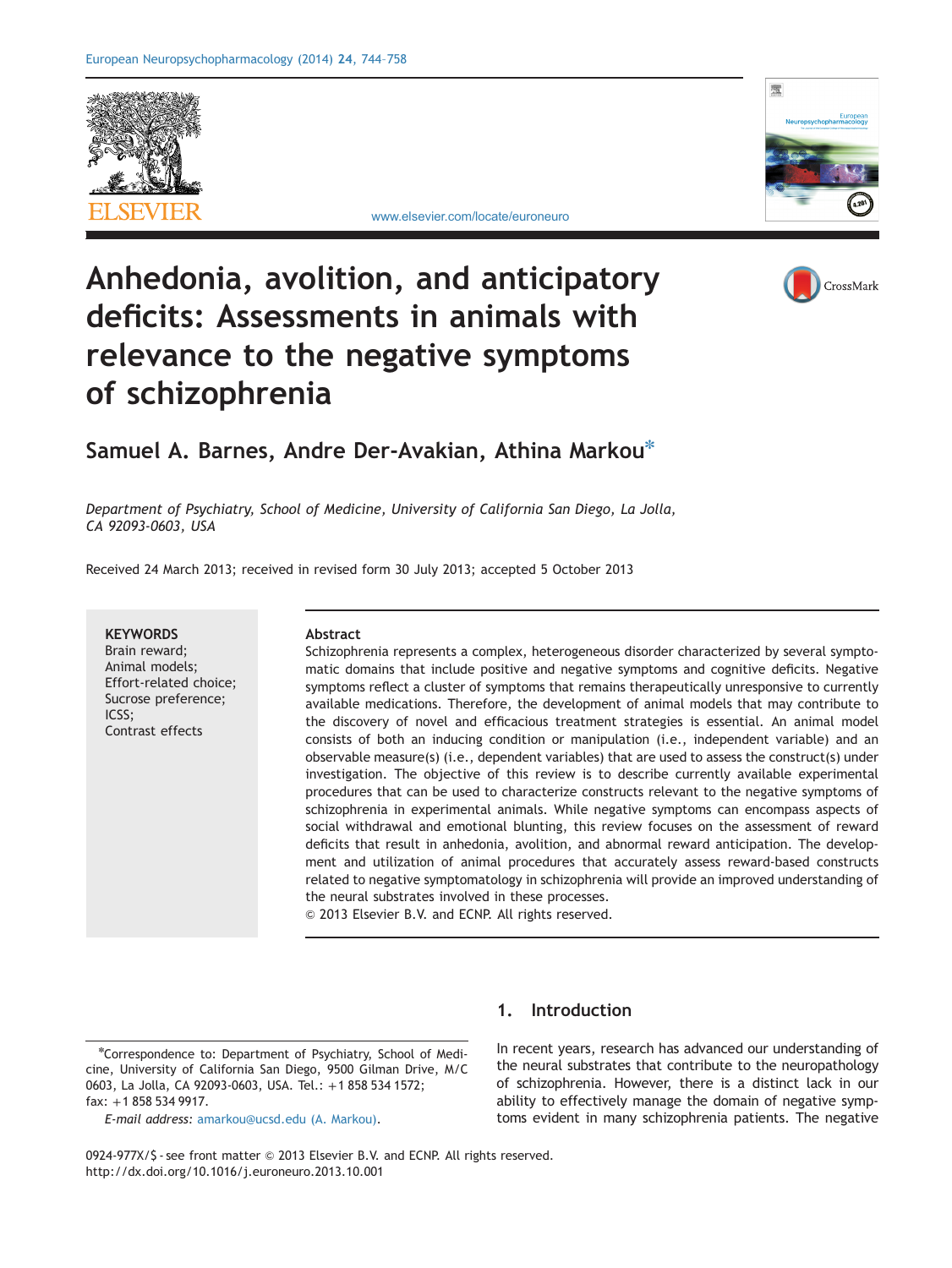# Anhedonia, avolition, and anticipatory deficits: Assessments in animals with relevance to the negative symptoms of schizophrenia

**Samuel A. Barnes, Andre Der-Avakian, Athina Markou***

*Department of Psychiatry, School of Medicine, University of California San Diego, La Jolla, CA 92093-0603, USA*

Received 24 March 2013; received in revised form 30 July 2013; accepted 5 October 2013

**KEYWORDS**
Brain reward;
Animal models;
Effort-related choice;
Sucrose preference;
ICSS;
Contrast effects

**Abstract**

Schizophrenia represents a complex, heterogeneous disorder characterized by several symptomatic domains that include positive and negative symptoms and cognitive deficits. Negative symptoms reflect a cluster of symptoms that remains therapeutically unresponsive to currently available medications. Therefore, the development of animal models that may contribute to the discovery of novel and efficacious treatment strategies is essential. An animal model consists of both an inducing condition or manipulation (i.e., independent variable) and an observable measure(s) (i.e., dependent variables) that are used to assess the construct(s) under investigation. The objective of this review is to describe currently available experimental procedures that can be used to characterize constructs relevant to the negative symptoms of schizophrenia in experimental animals. While negative symptoms can encompass aspects of social withdrawal and emotional blunting, this review focuses on the assessment of reward deficits that result in anhedonia, avolition, and abnormal reward anticipation. The development and utilization of animal procedures that accurately assess reward-based constructs related to negative symptomatology in schizophrenia will provide an improved understanding of the neural substrates involved in these processes.
© 2013 Elsevier B.V. and ECNP. All rights reserved.

## 1. Introduction

In recent years, research has advanced our understanding of the neural substrates that contribute to the neuropathology of schizophrenia. However, there is a distinct lack in our ability to effectively manage the domain of negative symptoms evident in many schizophrenia patients. The negative

*Correspondence to: Department of Psychiatry, School of Medicine, University of California San Diego, 9500 Gilman Drive, M/C 0603, La Jolla, CA 92093-0603, USA. Tel.: +1 858 534 1572; fax: +1 858 534 9917.

*E-mail address:* amarkou@ucsd.edu (A. Markou).

0924-977X/$ - see front matter © 2013 Elsevier B.V. and ECNP. All rights reserved.
http://dx.doi.org/10.1016/j.euroneuro.2013.10.001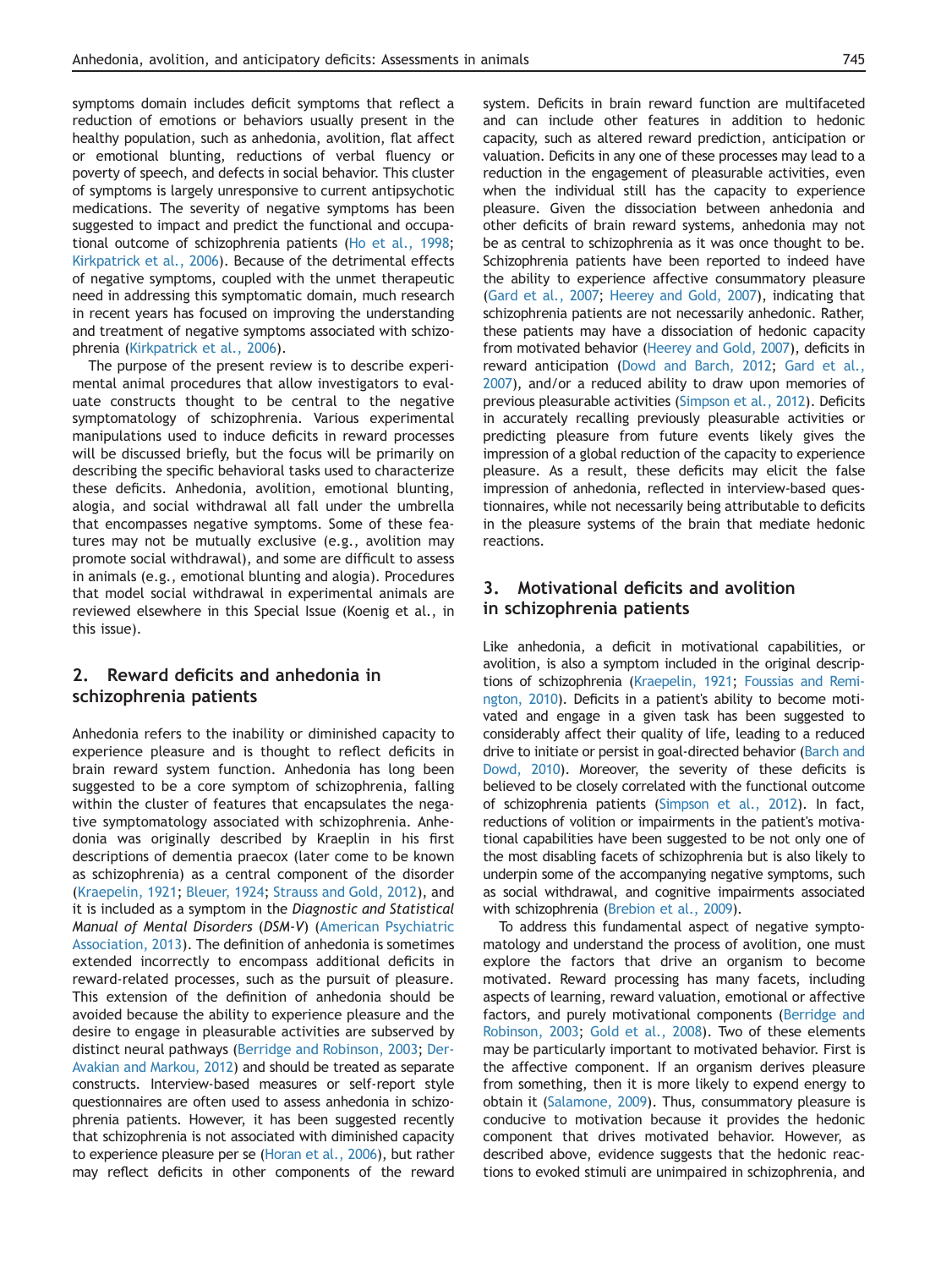symptoms domain includes deficit symptoms that reflect a reduction of emotions or behaviors usually present in the healthy population, such as anhedonia, avolition, flat affect or emotional blunting, reductions of verbal fluency or poverty of speech, and defects in social behavior. This cluster of symptoms is largely unresponsive to current antipsychotic medications. The severity of negative symptoms has been suggested to impact and predict the functional and occupational outcome of schizophrenia patients (Ho et al., 1998; Kirkpatrick et al., 2006). Because of the detrimental effects of negative symptoms, coupled with the unmet therapeutic need in addressing this symptomatic domain, much research in recent years has focused on improving the understanding and treatment of negative symptoms associated with schizophrenia (Kirkpatrick et al., 2006).

The purpose of the present review is to describe experimental animal procedures that allow investigators to evaluate constructs thought to be central to the negative symptomatology of schizophrenia. Various experimental manipulations used to induce deficits in reward processes will be discussed briefly, but the focus will be primarily on describing the specific behavioral tasks used to characterize these deficits. Anhedonia, avolition, emotional blunting, alogia, and social withdrawal all fall under the umbrella that encompasses negative symptoms. Some of these features may not be mutually exclusive (e.g., avolition may promote social withdrawal), and some are difficult to assess in animals (e.g., emotional blunting and alogia). Procedures that model social withdrawal in experimental animals are reviewed elsewhere in this Special Issue (Koenig et al., in this issue).

## 2. Reward deficits and anhedonia in schizophrenia patients

Anhedonia refers to the inability or diminished capacity to experience pleasure and is thought to reflect deficits in brain reward system function. Anhedonia has long been suggested to be a core symptom of schizophrenia, falling within the cluster of features that encapsulates the negative symptomatology associated with schizophrenia. Anhedonia was originally described by Kraeplin in his first descriptions of dementia praecox (later come to be known as schizophrenia) as a central component of the disorder (Kraepelin, 1921; Bleuer, 1924; Strauss and Gold, 2012), and it is included as a symptom in the *Diagnostic and Statistical Manual of Mental Disorders* (*DSM-V*) (American Psychiatric Association, 2013). The definition of anhedonia is sometimes extended incorrectly to encompass additional deficits in reward-related processes, such as the pursuit of pleasure. This extension of the definition of anhedonia should be avoided because the ability to experience pleasure and the desire to engage in pleasurable activities are subserved by distinct neural pathways (Berridge and Robinson, 2003; Der-Avakian and Markou, 2012) and should be treated as separate constructs. Interview-based measures or self-report style questionnaires are often used to assess anhedonia in schizophrenia patients. However, it has been suggested recently that schizophrenia is not associated with diminished capacity to experience pleasure per se (Horan et al., 2006), but rather may reflect deficits in other components of the reward system. Deficits in brain reward function are multifaceted and can include other features in addition to hedonic capacity, such as altered reward prediction, anticipation or valuation. Deficits in any one of these processes may lead to a reduction in the engagement of pleasurable activities, even when the individual still has the capacity to experience pleasure. Given the dissociation between anhedonia and other deficits of brain reward systems, anhedonia may not be as central to schizophrenia as it was once thought to be. Schizophrenia patients have been reported to indeed have the ability to experience affective consummatory pleasure (Gard et al., 2007; Heerey and Gold, 2007), indicating that schizophrenia patients are not necessarily anhedonic. Rather, these patients may have a dissociation of hedonic capacity from motivated behavior (Heerey and Gold, 2007), deficits in reward anticipation (Dowd and Barch, 2012; Gard et al., 2007), and/or a reduced ability to draw upon memories of previous pleasurable activities (Simpson et al., 2012). Deficits in accurately recalling previously pleasurable activities or predicting pleasure from future events likely gives the impression of a global reduction of the capacity to experience pleasure. As a result, these deficits may elicit the false impression of anhedonia, reflected in interview-based questionnaires, while not necessarily being attributable to deficits in the pleasure systems of the brain that mediate hedonic reactions.

## 3. Motivational deficits and avolition in schizophrenia patients

Like anhedonia, a deficit in motivational capabilities, or avolition, is also a symptom included in the original descriptions of schizophrenia (Kraepelin, 1921; Foussias and Remington, 2010). Deficits in a patient's ability to become motivated and engage in a given task has been suggested to considerably affect their quality of life, leading to a reduced drive to initiate or persist in goal-directed behavior (Barch and Dowd, 2010). Moreover, the severity of these deficits is believed to be closely correlated with the functional outcome of schizophrenia patients (Simpson et al., 2012). In fact, reductions of volition or impairments in the patient's motivational capabilities have been suggested to be not only one of the most disabling facets of schizophrenia but is also likely to underpin some of the accompanying negative symptoms, such as social withdrawal, and cognitive impairments associated with schizophrenia (Brebion et al., 2009).

To address this fundamental aspect of negative symptomatology and understand the process of avolition, one must explore the factors that drive an organism to become motivated. Reward processing has many facets, including aspects of learning, reward valuation, emotional or affective factors, and purely motivational components (Berridge and Robinson, 2003; Gold et al., 2008). Two of these elements may be particularly important to motivated behavior. First is the affective component. If an organism derives pleasure from something, then it is more likely to expend energy to obtain it (Salamone, 2009). Thus, consummatory pleasure is conducive to motivation because it provides the hedonic component that drives motivated behavior. However, as described above, evidence suggests that the hedonic reactions to evoked stimuli are unimpaired in schizophrenia, and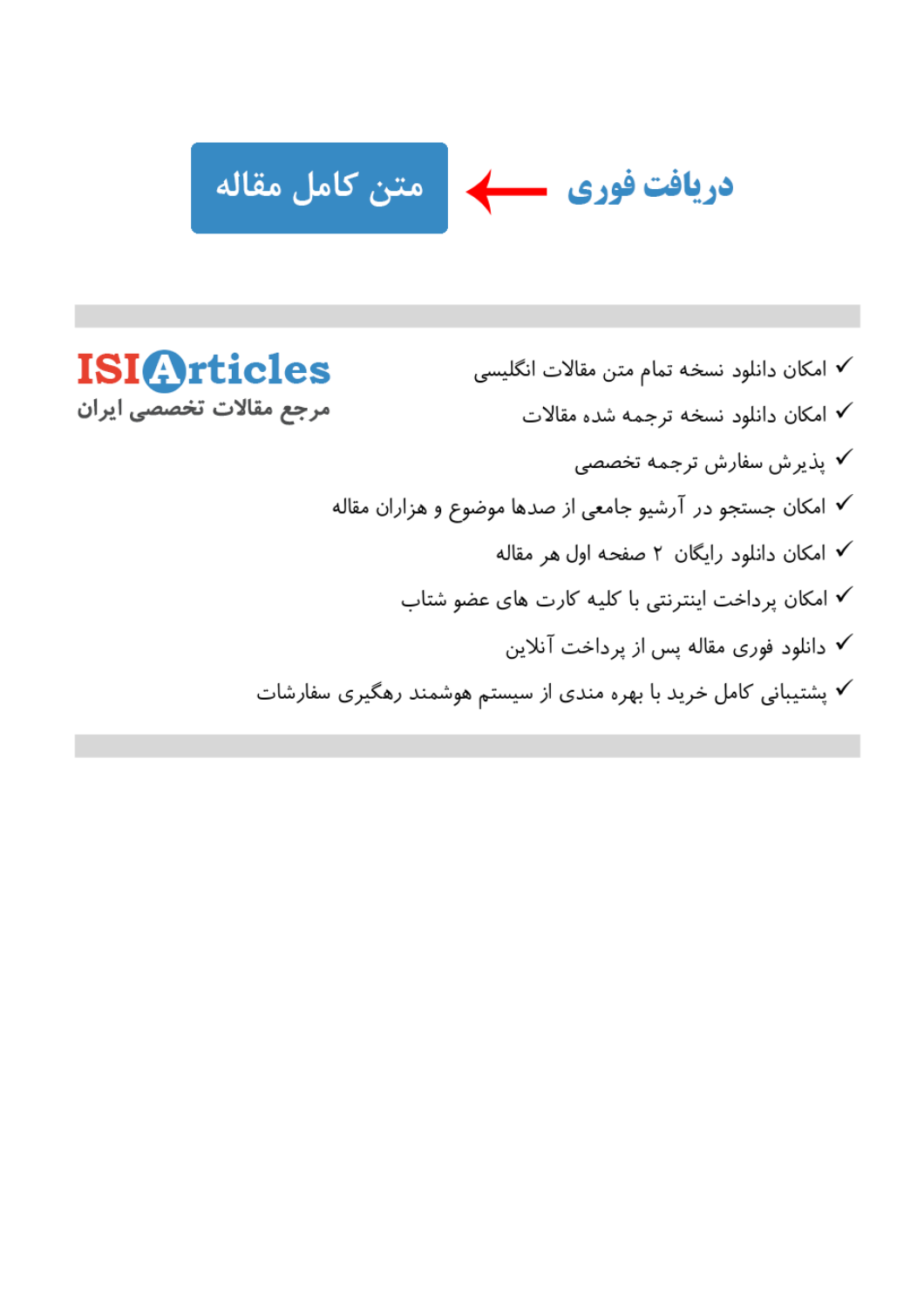دریافت فوری ← **متن کامل مقاله**

**ISIArticles**
مرجع مقالات تخصصی ایران

- ✓ امکان دانلود نسخه تمام متن مقالات انگلیسی
- ✓ امکان دانلود نسخه ترجمه شده مقالات
- ✓ پذیرش سفارش ترجمه تخصصی
- ✓ امکان جستجو در آرشیو جامعی از صدها موضوع و هزاران مقاله
- ✓ امکان دانلود رایگان ۲ صفحه اول هر مقاله
- ✓ امکان پرداخت اینترنتی با کلیه کارت های عضو شتاب
- ✓ دانلود فوری مقاله پس از پرداخت آنلاین
- ✓ پشتیبانی کامل خرید با بهره مندی از سیستم هوشمند رهگیری سفارشات